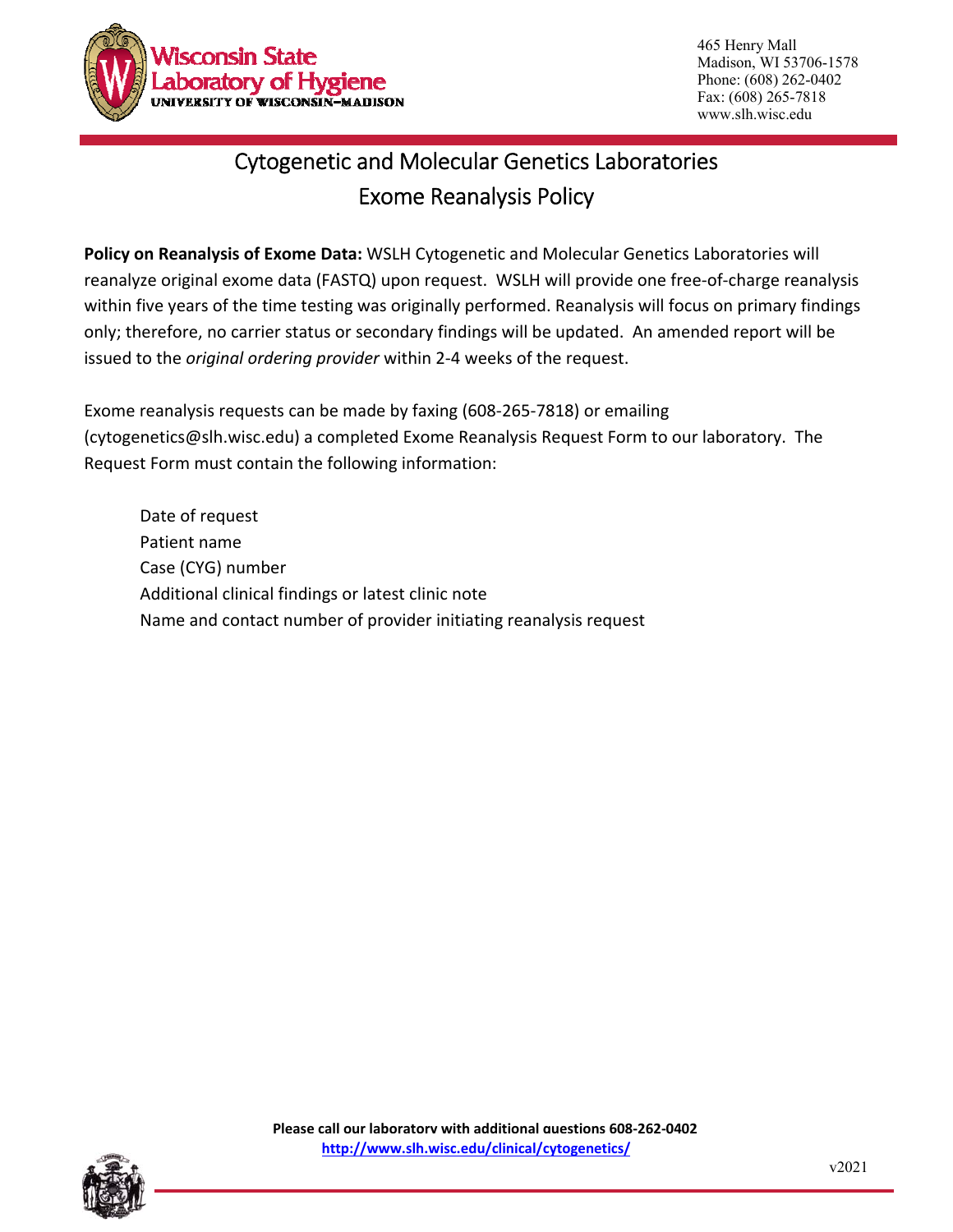Wisconsin State Laboratory of Hygiene
UNIVERSITY OF WISCONSIN–MADISON

465 Henry Mall
Madison, WI 53706-1578
Phone: (608) 262-0402
Fax: (608) 265-7818
www.slh.wisc.edu

# Cytogenetic and Molecular Genetics Laboratories
# Exome Reanalysis Policy

**Policy on Reanalysis of Exome Data:** WSLH Cytogenetic and Molecular Genetics Laboratories will reanalyze original exome data (FASTQ) upon request. WSLH will provide one free-of-charge reanalysis within five years of the time testing was originally performed. Reanalysis will focus on primary findings only; therefore, no carrier status or secondary findings will be updated. An amended report will be issued to the *original ordering provider* within 2-4 weeks of the request.

Exome reanalysis requests can be made by faxing (608-265-7818) or emailing (cytogenetics@slh.wisc.edu) a completed Exome Reanalysis Request Form to our laboratory. The Request Form must contain the following information:

- Date of request
- Patient name
- Case (CYG) number
- Additional clinical findings or latest clinic note
- Name and contact number of provider initiating reanalysis request

**Please call our laboratory with additional questions 608-262-0402**
**http://www.slh.wisc.edu/clinical/cytogenetics/**

v2021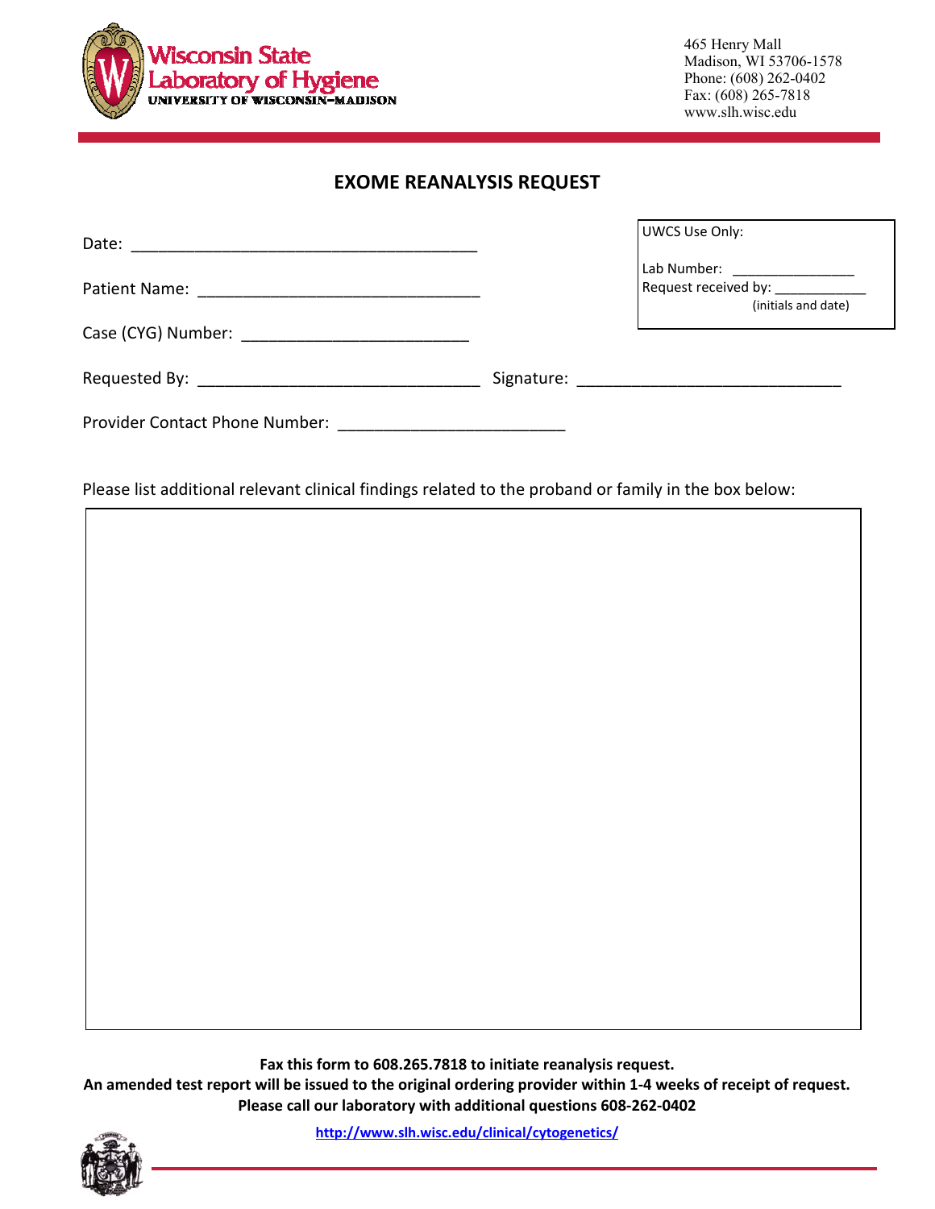Wisconsin State Laboratory of Hygiene
UNIVERSITY OF WISCONSIN–MADISON

465 Henry Mall
Madison, WI 53706-1578
Phone: (608) 262-0402
Fax: (608) 265-7818
www.slh.wisc.edu

## EXOME REANALYSIS REQUEST

UWCS Use Only:

Lab Number: ________________
Request received by: ____________
(initials and date)

Date: ________________________________________

Patient Name: ________________________________

Case (CYG) Number: __________________________

Requested By: ________________________________ Signature: ______________________________

Provider Contact Phone Number: _________________________

Please list additional relevant clinical findings related to the proband or family in the box below:

**Fax this form to 608.265.7818 to initiate reanalysis request.**
**An amended test report will be issued to the original ordering provider within 1-4 weeks of receipt of request.**
**Please call our laboratory with additional questions 608-262-0402**

http://www.slh.wisc.edu/clinical/cytogenetics/